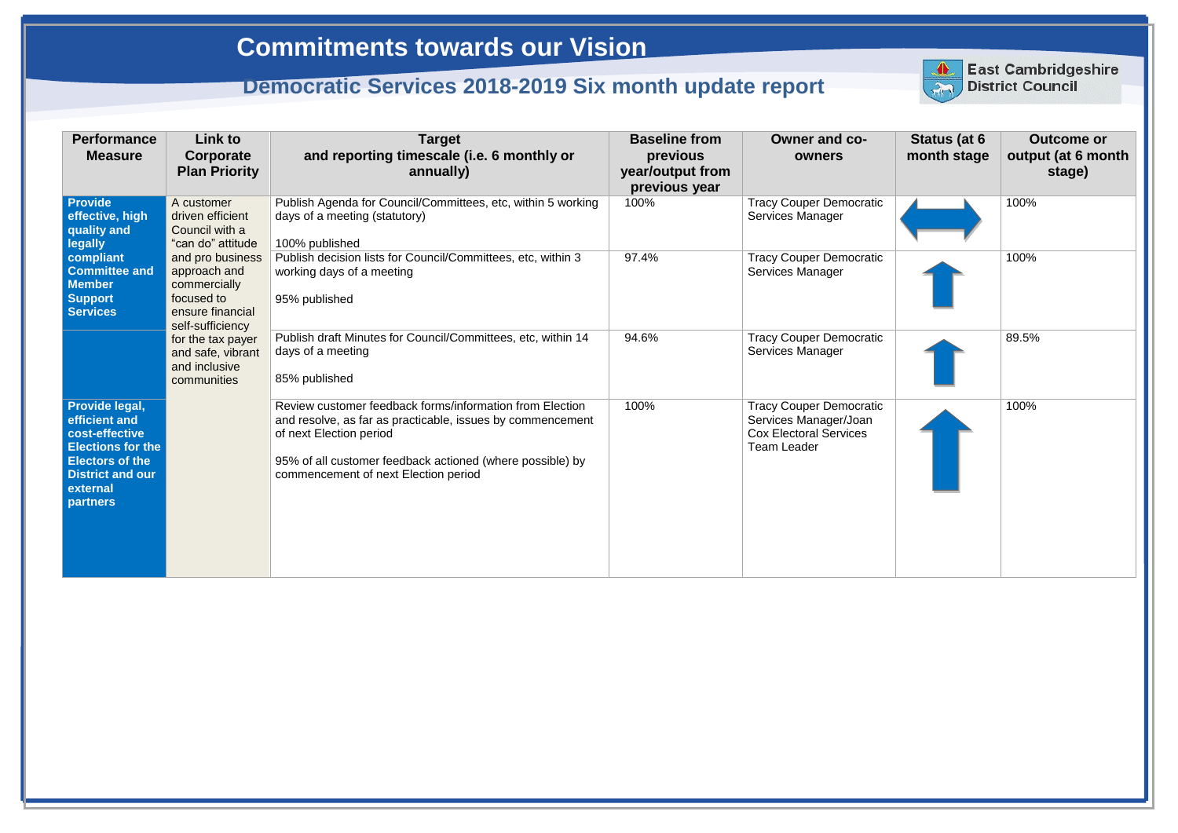# Commitments towards our Vision

## Democratic Services 2018-2019 Six month update report

East Cambridgeshire District Council

| Performance Measure | Link to Corporate Plan Priority | Target and reporting timescale (i.e. 6 monthly or annually) | Baseline from previous year/output from previous year | Owner and co-owners | Status (at 6 month stage) | Outcome or output (at 6 month stage) |
|---|---|---|---|---|---|---|
| **Provide effective, high quality and legally compliant Committee and Member Support Services** | A customer driven efficient Council with a "can do" attitude and pro business approach and commercially focused to ensure financial self-sufficiency for the tax payer and safe, vibrant and inclusive communities | Publish Agenda for Council/Committees, etc, within 5 working days of a meeting (statutory)<br><br>100% published | 100% | Tracy Couper Democratic Services Manager | ↔ | 100% |
| | | Publish decision lists for Council/Committees, etc, within 3 working days of a meeting<br><br>95% published | 97.4% | Tracy Couper Democratic Services Manager | ↑ | 100% |
| | | Publish draft Minutes for Council/Committees, etc, within 14 days of a meeting<br><br>85% published | 94.6% | Tracy Couper Democratic Services Manager | ↑ | 89.5% |
| **Provide legal, efficient and cost-effective Elections for the Electors of the District and our external partners** | | Review customer feedback forms/information from Election and resolve, as far as practicable, issues by commencement of next Election period<br><br>95% of all customer feedback actioned (where possible) by commencement of next Election period | 100% | Tracy Couper Democratic Services Manager/Joan Cox Electoral Services Team Leader | ↑ | 100% |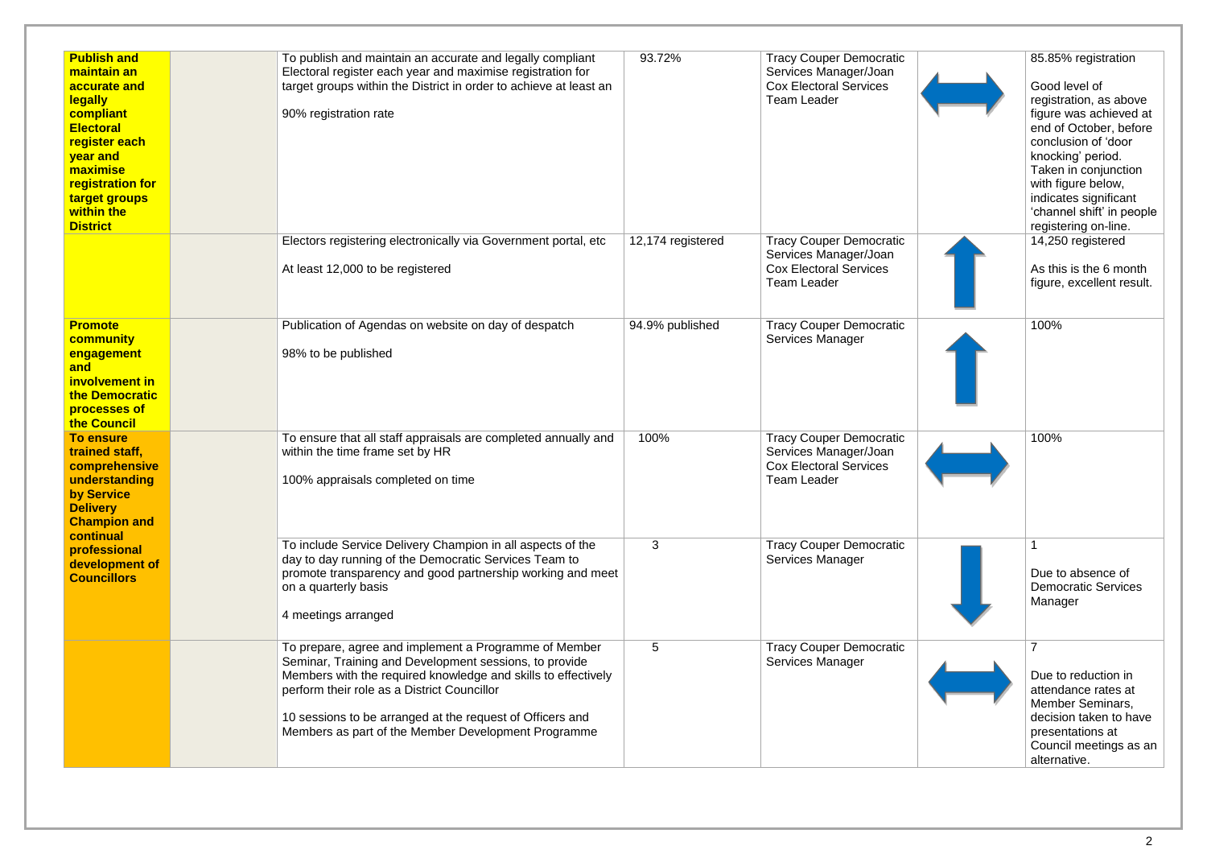| | | | | | | |
|---|---|---|---|---|---|---|
| **Publish and maintain an accurate and legally compliant Electoral register each year and maximise registration for target groups within the District** | | To publish and maintain an accurate and legally compliant Electoral register each year and maximise registration for target groups within the District in order to achieve at least an<br><br>90% registration rate | 93.72% | Tracy Couper Democratic Services Manager/Joan Cox Electoral Services Team Leader | ↔ | 85.85% registration<br><br>Good level of registration, as above figure was achieved at end of October, before conclusion of 'door knocking' period. Taken in conjunction with figure below, indicates significant 'channel shift' in people registering on-line. |
| | | Electors registering electronically via Government portal, etc<br><br>At least 12,000 to be registered | 12,174 registered | Tracy Couper Democratic Services Manager/Joan Cox Electoral Services Team Leader | ↑ | 14,250 registered<br><br>As this is the 6 month figure, excellent result. |
| **Promote community engagement and involvement in the Democratic processes of the Council** | | Publication of Agendas on website on day of despatch<br><br>98% to be published | 94.9% published | Tracy Couper Democratic Services Manager | ↑ | 100% |
| **To ensure trained staff, comprehensive understanding by Service Delivery Champion and continual professional development of Councillors** | | To ensure that all staff appraisals are completed annually and within the time frame set by HR<br><br>100% appraisals completed on time | 100% | Tracy Couper Democratic Services Manager/Joan Cox Electoral Services Team Leader | ↔ | 100% |
| | | To include Service Delivery Champion in all aspects of the day to day running of the Democratic Services Team to promote transparency and good partnership working and meet on a quarterly basis<br><br>4 meetings arranged | 3 | Tracy Couper Democratic Services Manager | ↓ | 1<br><br>Due to absence of Democratic Services Manager |
| | | To prepare, agree and implement a Programme of Member Seminar, Training and Development sessions, to provide Members with the required knowledge and skills to effectively perform their role as a District Councillor<br><br>10 sessions to be arranged at the request of Officers and Members as part of the Member Development Programme | 5 | Tracy Couper Democratic Services Manager | ↔ | 7<br><br>Due to reduction in attendance rates at Member Seminars, decision taken to have presentations at Council meetings as an alternative. |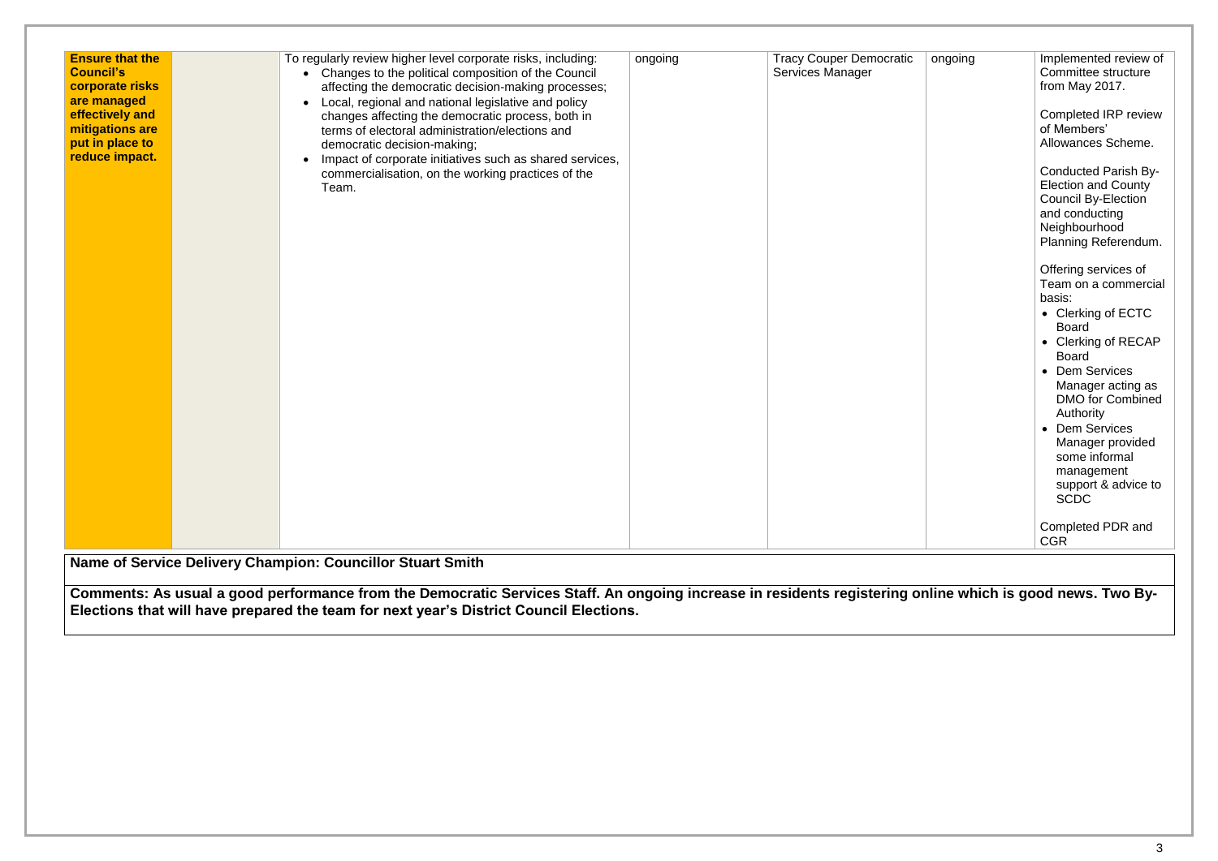| | | | | | | |
|---|---|---|---|---|---|---|
| **Ensure that the Council's corporate risks are managed effectively and mitigations are put in place to reduce impact.** | | To regularly review higher level corporate risks, including:<br>• Changes to the political composition of the Council affecting the democratic decision-making processes;<br>• Local, regional and national legislative and policy changes affecting the democratic process, both in terms of electoral administration/elections and democratic decision-making;<br>• Impact of corporate initiatives such as shared services, commercialisation, on the working practices of the Team. | ongoing | Tracy Couper Democratic Services Manager | ongoing | Implemented review of Committee structure from May 2017.<br><br>Completed IRP review of Members' Allowances Scheme.<br><br>Conducted Parish By-Election and County Council By-Election and conducting Neighbourhood Planning Referendum.<br><br>Offering services of Team on a commercial basis:<br>• Clerking of ECTC Board<br>• Clerking of RECAP Board<br>• Dem Services Manager acting as DMO for Combined Authority<br>• Dem Services Manager provided some informal management support & advice to SCDC<br><br>Completed PDR and CGR |

**Name of Service Delivery Champion: Councillor Stuart Smith**

**Comments: As usual a good performance from the Democratic Services Staff. An ongoing increase in residents registering online which is good news. Two By-Elections that will have prepared the team for next year's District Council Elections.**